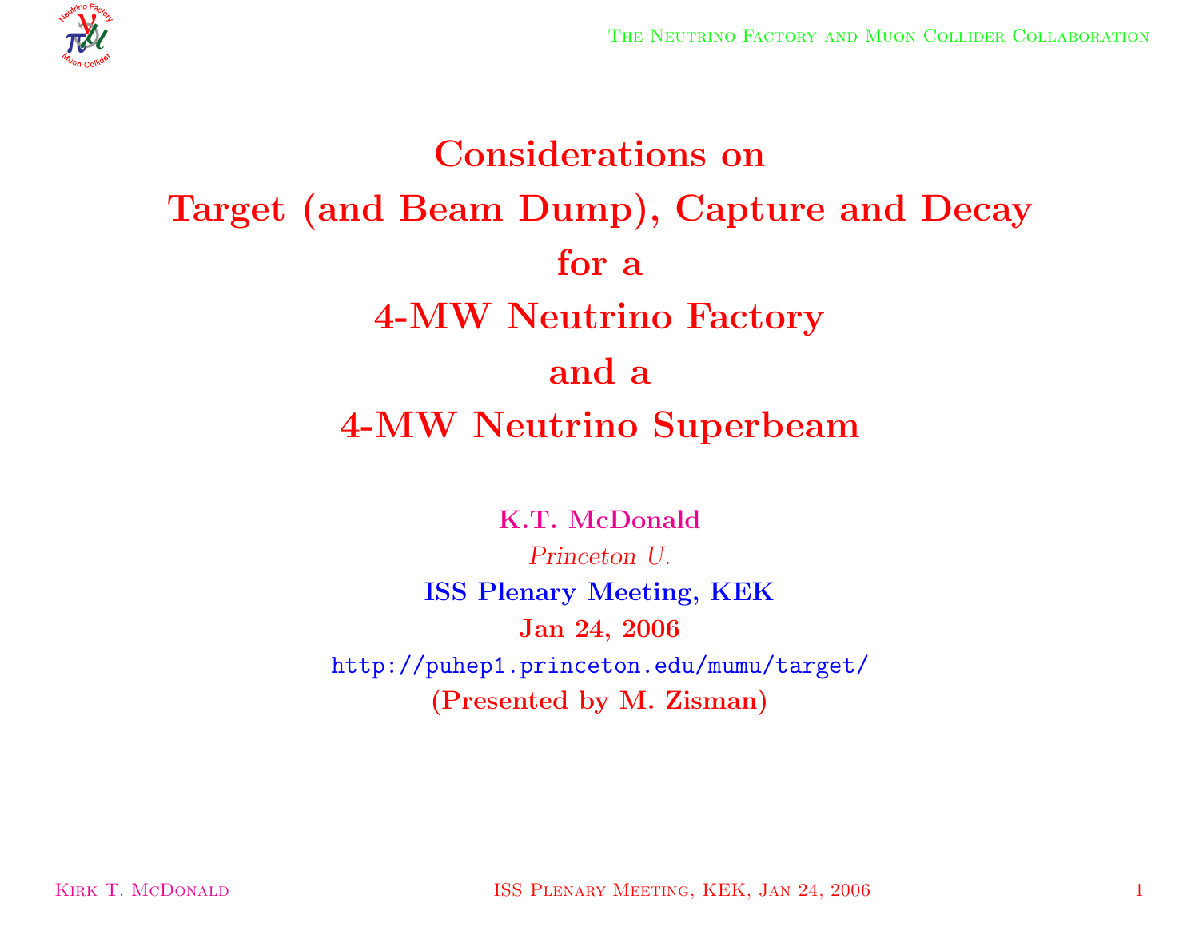# Considerations on Target (and Beam Dump), Capture and Decay for a 4-MW Neutrino Factory and a 4-MW Neutrino Superbeam

**K.T. McDonald**

*Princeton U.*

**ISS Plenary Meeting, KEK**

**Jan 24, 2006**

http://puhep1.princeton.edu/mumu/target/

**(Presented by M. Zisman)**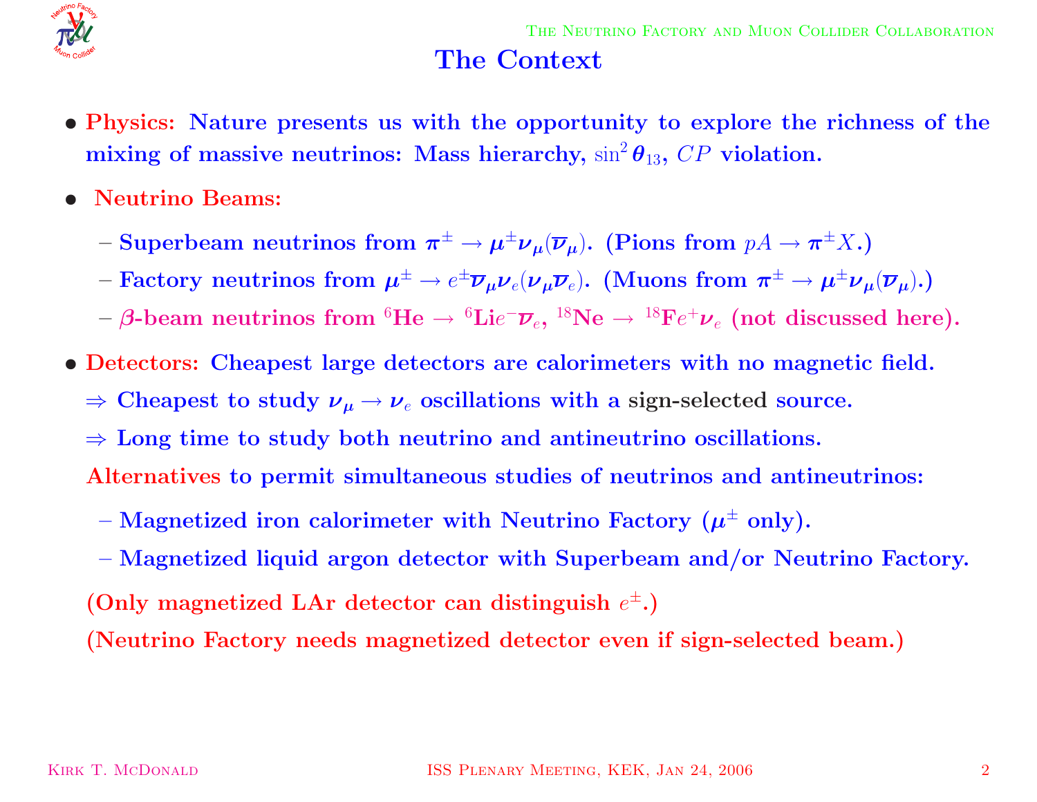# The Context

- **Physics:** Nature presents us with the opportunity to explore the richness of the mixing of massive neutrinos: Mass hierarchy, $\sin^2\theta_{13}$, $CP$ violation.
- **Neutrino Beams:**
  - Superbeam neutrinos from $\pi^\pm \to \mu^\pm \nu_\mu(\overline{\nu}_\mu)$. (Pions from $pA \to \pi^\pm X$.)
  - Factory neutrinos from $\mu^\pm \to e^\pm \overline{\nu}_\mu \nu_e(\nu_\mu \overline{\nu}_e)$. (Muons from $\pi^\pm \to \mu^\pm \nu_\mu(\overline{\nu}_\mu)$.)
  - $\beta$-beam neutrinos from $^6$He $\to$ $^6$Li$e^- \overline{\nu}_e$, $^{18}$Ne $\to$ $^{18}$F$e^+ \nu_e$ (not discussed here).
- **Detectors:** Cheapest large detectors are calorimeters with no magnetic field.

  $\Rightarrow$ Cheapest to study $\nu_\mu \to \nu_e$ oscillations with a sign-selected source.

  $\Rightarrow$ Long time to study both neutrino and antineutrino oscillations.

  **Alternatives** to permit simultaneous studies of neutrinos and antineutrinos:

  - Magnetized iron calorimeter with Neutrino Factory ($\mu^\pm$ only).
  - Magnetized liquid argon detector with Superbeam and/or Neutrino Factory.

  (Only magnetized LAr detector can distinguish $e^\pm$.)

  (Neutrino Factory needs magnetized detector even if sign-selected beam.)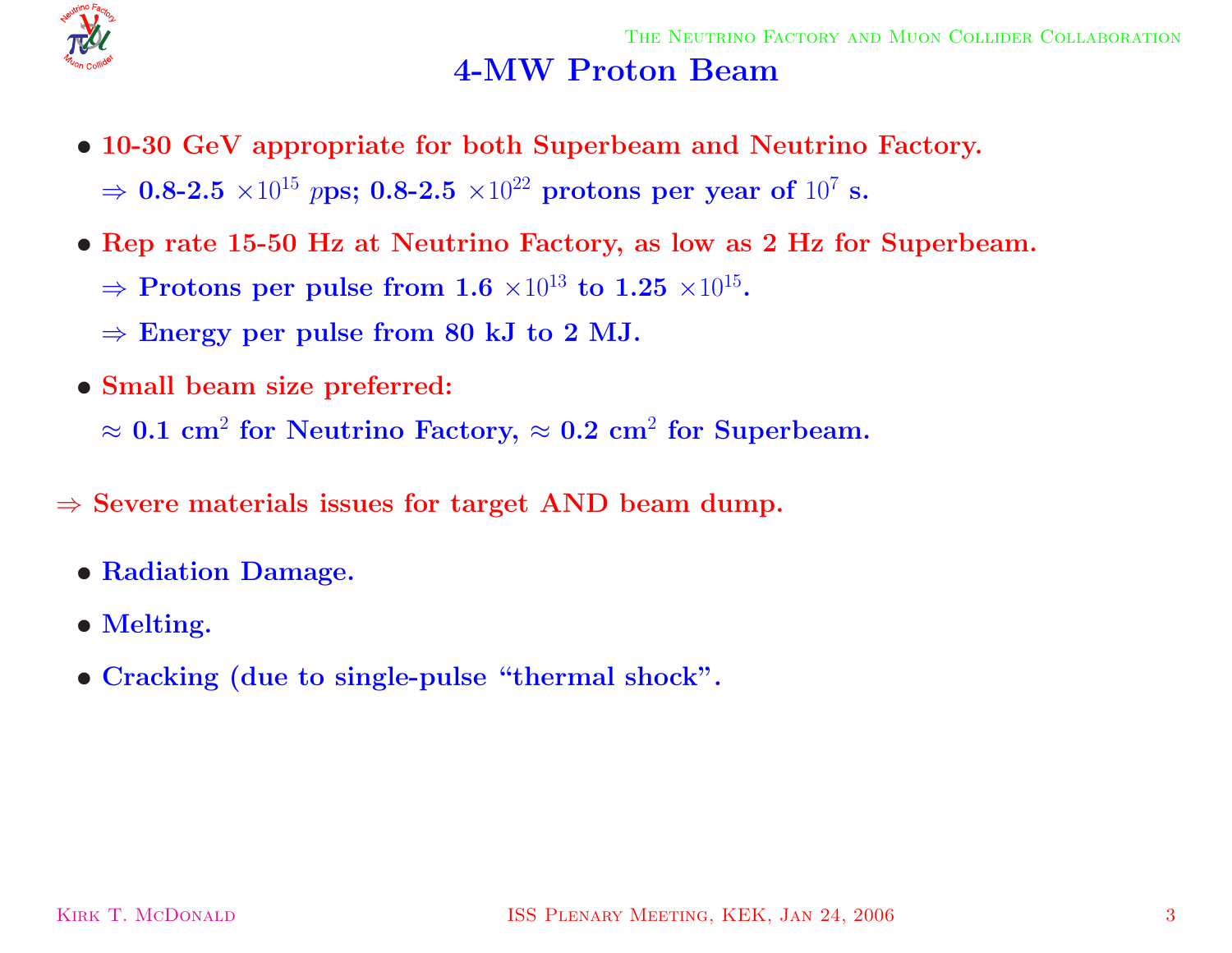# 4-MW Proton Beam

- **10-30 GeV appropriate for both Superbeam and Neutrino Factory.**

  **⇒ 0.8-2.5 $\times 10^{15}$ $p$ps; 0.8-2.5 $\times 10^{22}$ protons per year of $10^7$ s.**

- **Rep rate 15-50 Hz at Neutrino Factory, as low as 2 Hz for Superbeam.**

  **⇒ Protons per pulse from 1.6 $\times 10^{13}$ to 1.25 $\times 10^{15}$.**

  **⇒ Energy per pulse from 80 kJ to 2 MJ.**

- **Small beam size preferred:**

  **≈ 0.1 cm$^2$ for Neutrino Factory, ≈ 0.2 cm$^2$ for Superbeam.**

**⇒ Severe materials issues for target AND beam dump.**

- **Radiation Damage.**
- **Melting.**
- **Cracking (due to single-pulse "thermal shock".**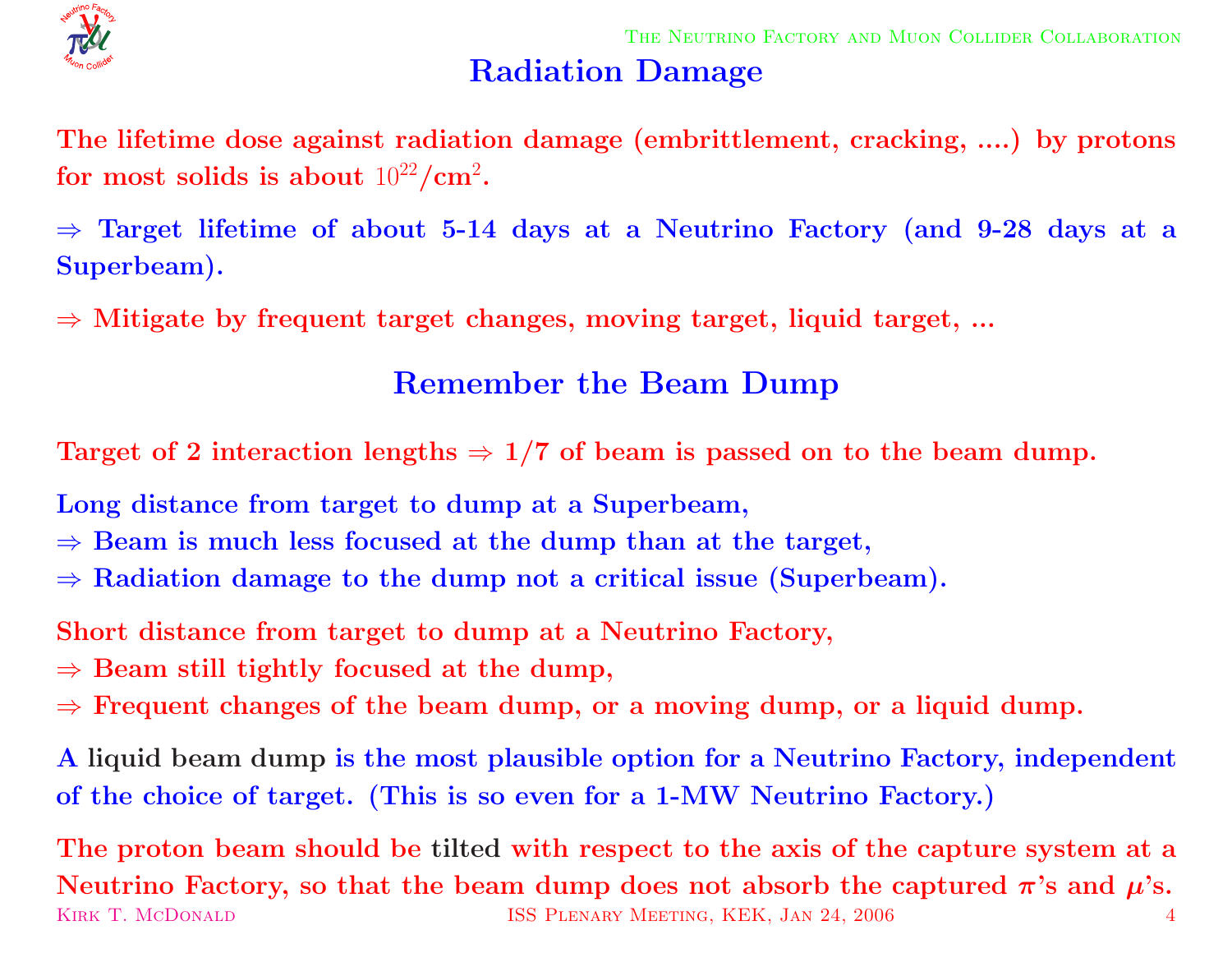# Radiation Damage

The lifetime dose against radiation damage (embrittlement, cracking, ....) by protons for most solids is about $10^{22}$/cm$^2$.

$\Rightarrow$ Target lifetime of about 5-14 days at a Neutrino Factory (and 9-28 days at a Superbeam).

$\Rightarrow$ Mitigate by frequent target changes, moving target, liquid target, ...

## Remember the Beam Dump

Target of 2 interaction lengths $\Rightarrow$ 1/7 of beam is passed on to the beam dump.

Long distance from target to dump at a Superbeam,
$\Rightarrow$ Beam is much less focused at the dump than at the target,
$\Rightarrow$ Radiation damage to the dump not a critical issue (Superbeam).

Short distance from target to dump at a Neutrino Factory,
$\Rightarrow$ Beam still tightly focused at the dump,
$\Rightarrow$ Frequent changes of the beam dump, or a moving dump, or a liquid dump.

A liquid beam dump is the most plausible option for a Neutrino Factory, independent of the choice of target. (This is so even for a 1-MW Neutrino Factory.)

The proton beam should be tilted with respect to the axis of the capture system at a Neutrino Factory, so that the beam dump does not absorb the captured $\pi$'s and $\mu$'s.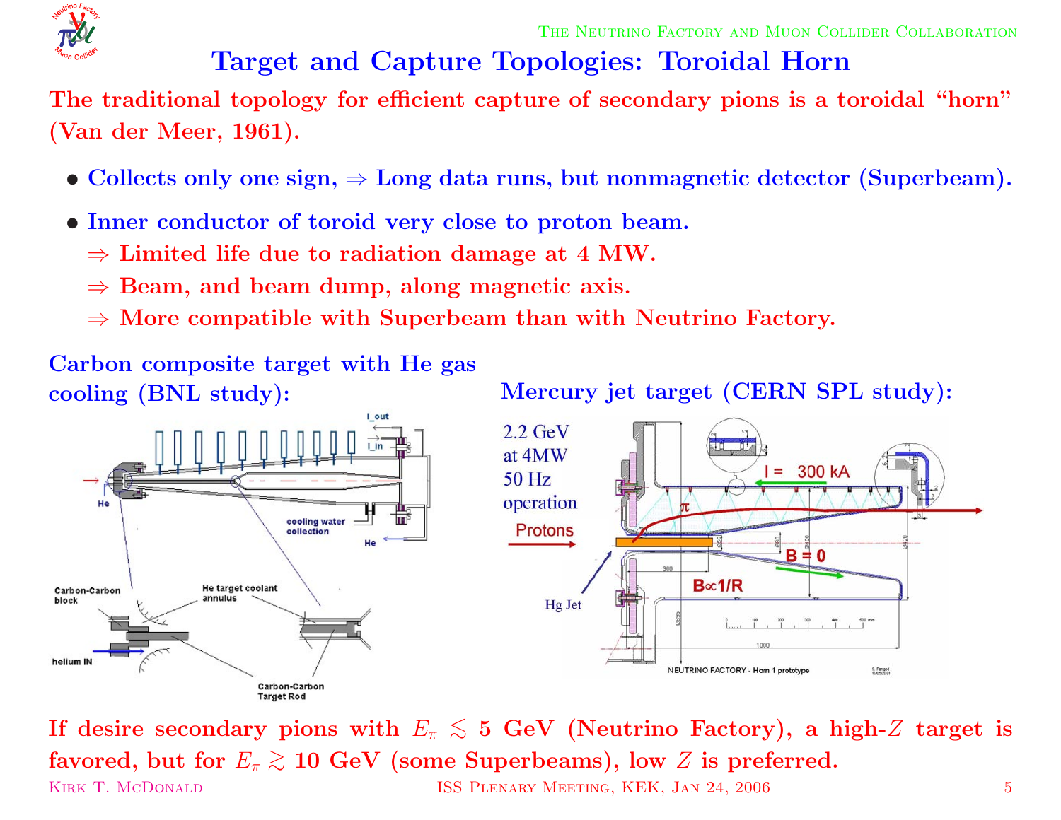# Target and Capture Topologies: Toroidal Horn

The traditional topology for efficient capture of secondary pions is a toroidal "horn" (Van der Meer, 1961).

- Collects only one sign, ⇒ Long data runs, but nonmagnetic detector (Superbeam).
- Inner conductor of toroid very close to proton beam.
  - ⇒ Limited life due to radiation damage at 4 MW.
  - ⇒ Beam, and beam dump, along magnetic axis.
  - ⇒ More compatible with Superbeam than with Neutrino Factory.

Carbon composite target with He gas cooling (BNL study):

Mercury jet target (CERN SPL study):

2.2 GeV at 4MW 50 Hz operation

If desire secondary pions with $E_\pi \lesssim 5$ GeV (Neutrino Factory), a high-$Z$ target is favored, but for $E_\pi \gtrsim 10$ GeV (some Superbeams), low $Z$ is preferred.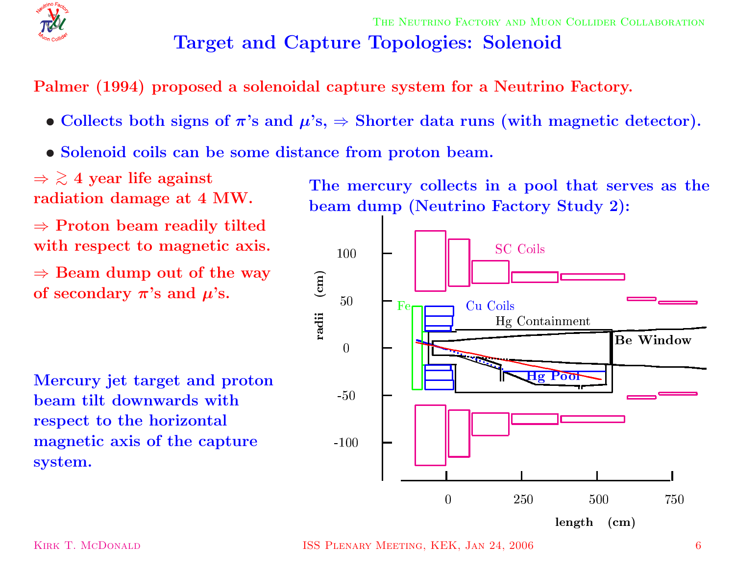# Target and Capture Topologies: Solenoid

**Palmer (1994) proposed a solenoidal capture system for a Neutrino Factory.**

- **Collects both signs of $\pi$'s and $\mu$'s, $\Rightarrow$ Shorter data runs (with magnetic detector).**
- **Solenoid coils can be some distance from proton beam.**

**$\Rightarrow \gtrsim 4$ year life against radiation damage at 4 MW.**

**$\Rightarrow$ Proton beam readily tilted with respect to magnetic axis.**

**$\Rightarrow$ Beam dump out of the way of secondary $\pi$'s and $\mu$'s.**

**Mercury jet target and proton beam tilt downwards with respect to the horizontal magnetic axis of the capture system.**

**The mercury collects in a pool that serves as the beam dump (Neutrino Factory Study 2):**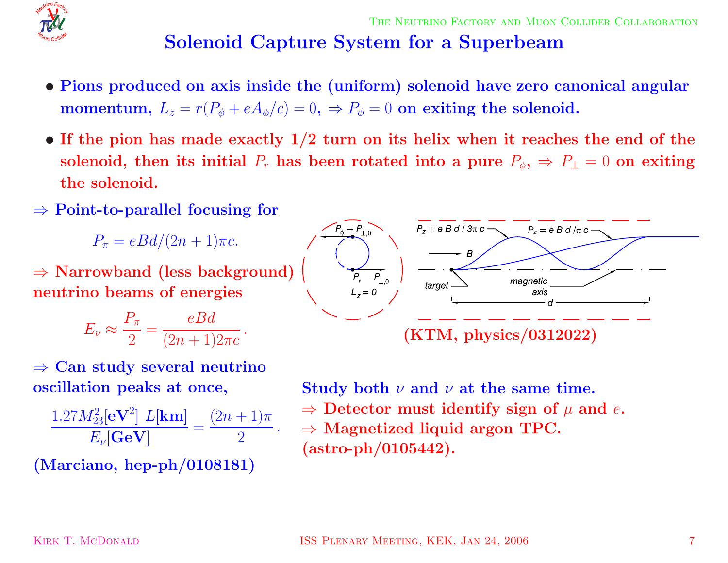# Solenoid Capture System for a Superbeam

- **Pions produced on axis inside the (uniform) solenoid have zero canonical angular momentum, $L_z = r(P_\phi + eA_\phi/c) = 0$, $\Rightarrow P_\phi = 0$ on exiting the solenoid.**
- **If the pion has made exactly 1/2 turn on its helix when it reaches the end of the solenoid, then its initial $P_r$ has been rotated into a pure $P_\phi$, $\Rightarrow P_\perp = 0$ on exiting the solenoid.**

$\Rightarrow$ **Point-to-parallel focusing for**

$$P_\pi = eBd/(2n+1)\pi c.$$

$\Rightarrow$ **Narrowband (less background) neutrino beams of energies**

$$E_\nu \approx \frac{P_\pi}{2} = \frac{eBd}{(2n+1)2\pi c}.$$

$\Rightarrow$ **Can study several neutrino oscillation peaks at once,**

$$\frac{1.27 M_{23}^2[\mathbf{eV}^2]\ L[\mathbf{km}]}{E_\nu[\mathbf{GeV}]} = \frac{(2n+1)\pi}{2}.$$

**(Marciano, hep-ph/0108181)**

**(KTM, physics/0312022)**

**Study both $\nu$ and $\bar{\nu}$ at the same time.**
$\Rightarrow$ **Detector must identify sign of $\mu$ and $e$.**
$\Rightarrow$ **Magnetized liquid argon TPC.**
**(astro-ph/0105442).**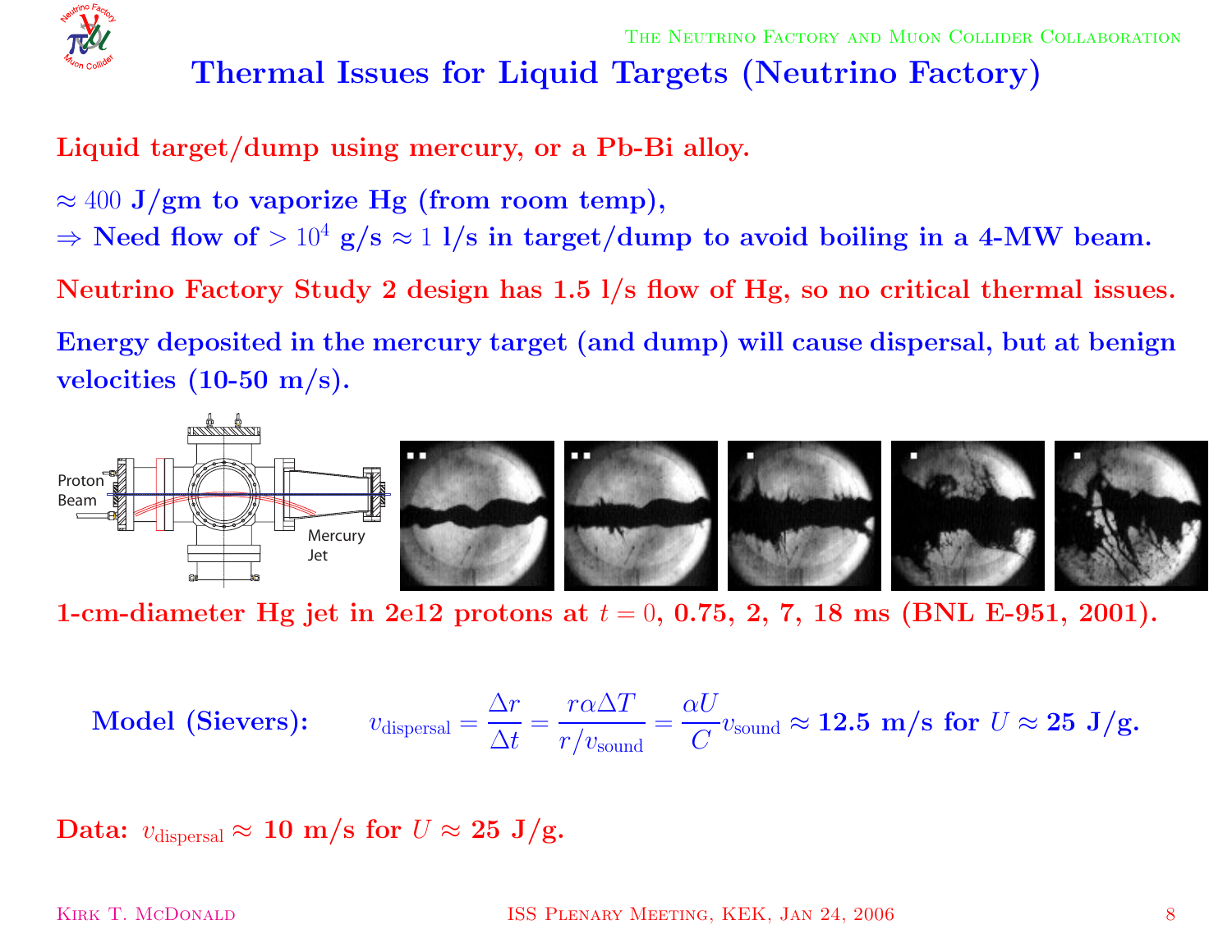# Thermal Issues for Liquid Targets (Neutrino Factory)

**Liquid target/dump using mercury, or a Pb-Bi alloy.**

**$\approx 400$ J/gm to vaporize Hg (from room temp),**
**$\Rightarrow$ Need flow of $> 10^4$ g/s $\approx 1$ l/s in target/dump to avoid boiling in a 4-MW beam.**

**Neutrino Factory Study 2 design has 1.5 l/s flow of Hg, so no critical thermal issues.**

**Energy deposited in the mercury target (and dump) will cause dispersal, but at benign velocities (10-50 m/s).**

**1-cm-diameter Hg jet in 2e12 protons at $t = 0$, 0.75, 2, 7, 18 ms (BNL E-951, 2001).**

**Model (Sievers):** $$v_{\rm dispersal} = \frac{\Delta r}{\Delta t} = \frac{r\alpha\Delta T}{r/v_{\rm sound}} = \frac{\alpha U}{C} v_{\rm sound} \approx \textbf{12.5 m/s for } U \approx \textbf{25 J/g.}$$

**Data: $v_{\rm dispersal} \approx$ 10 m/s for $U \approx$ 25 J/g.**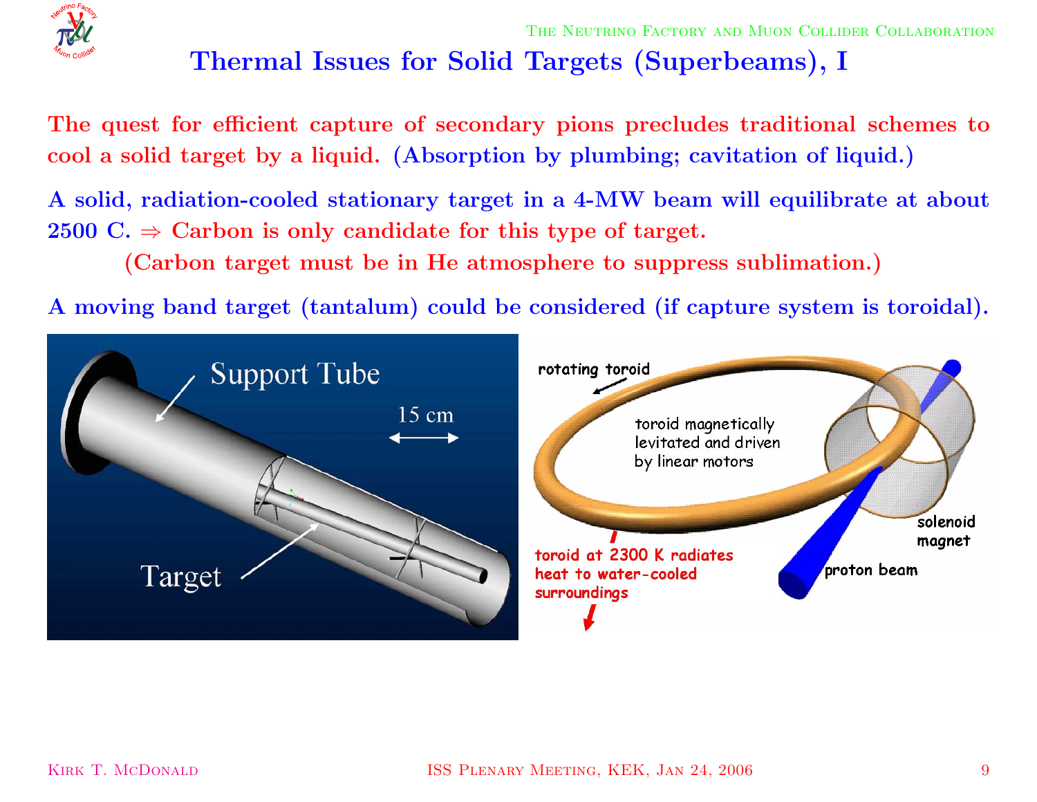# Thermal Issues for Solid Targets (Superbeams), I

The quest for efficient capture of secondary pions precludes traditional schemes to cool a solid target by a liquid. (Absorption by plumbing; cavitation of liquid.)

A solid, radiation-cooled stationary target in a 4-MW beam will equilibrate at about 2500 C. ⇒ Carbon is only candidate for this type of target.

(Carbon target must be in He atmosphere to suppress sublimation.)

A moving band target (tantalum) could be considered (if capture system is toroidal).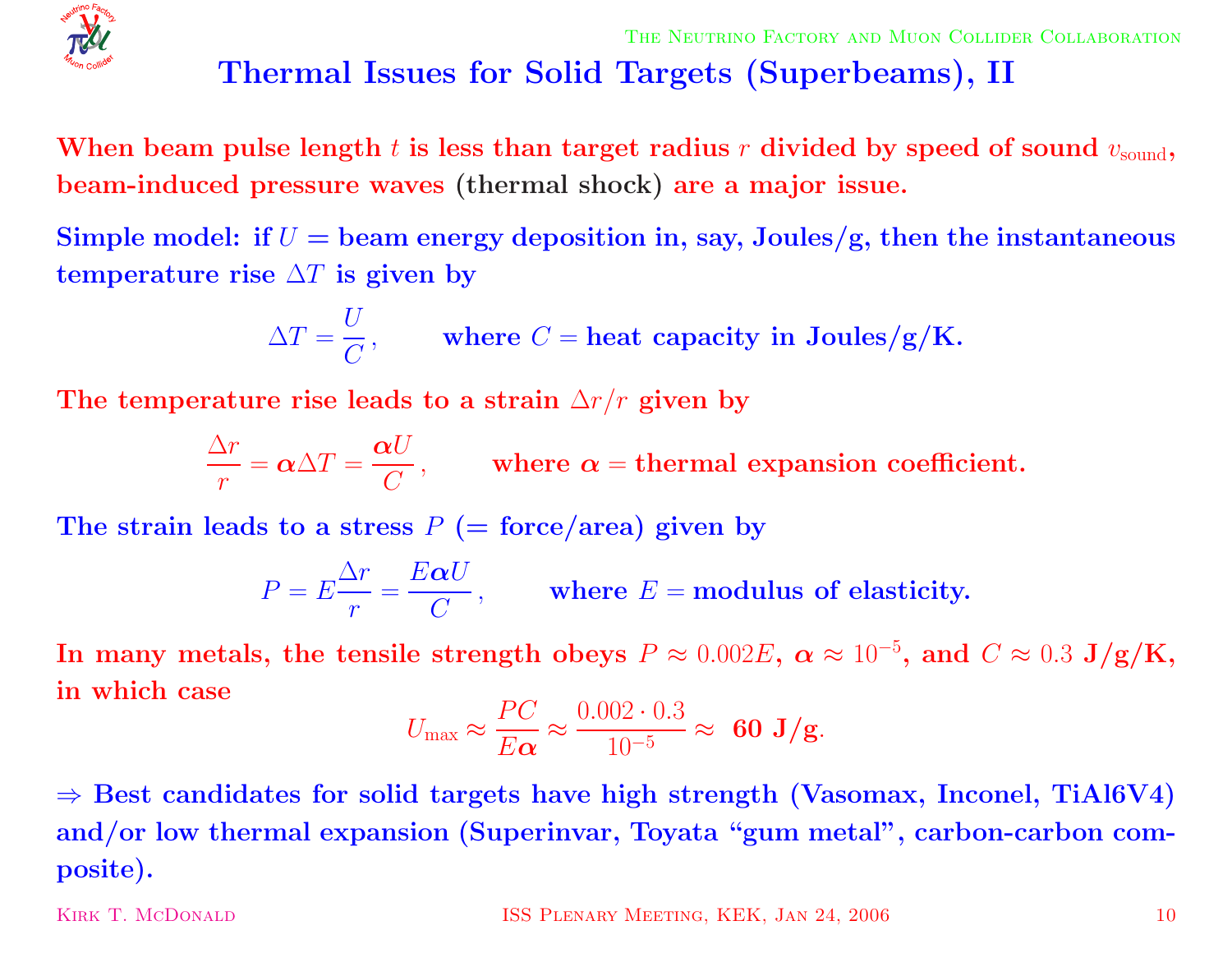# Thermal Issues for Solid Targets (Superbeams), II

**When beam pulse length $t$ is less than target radius $r$ divided by speed of sound $v_{\rm sound}$, beam-induced pressure waves (thermal shock) are a major issue.**

**Simple model: if $U$ = beam energy deposition in, say, Joules/g, then the instantaneous temperature rise $\Delta T$ is given by**

$$\Delta T = \frac{U}{C}, \qquad \text{where } C = \text{heat capacity in Joules/g/K.}$$

**The temperature rise leads to a strain $\Delta r/r$ given by**

$$\frac{\Delta r}{r} = \alpha \Delta T = \frac{\alpha U}{C}, \qquad \text{where } \alpha = \text{thermal expansion coefficient.}$$

**The strain leads to a stress $P$ (= force/area) given by**

$$P = E\frac{\Delta r}{r} = \frac{E\alpha U}{C}, \qquad \text{where } E = \text{modulus of elasticity.}$$

**In many metals, the tensile strength obeys $P \approx 0.002E$, $\alpha \approx 10^{-5}$, and $C \approx 0.3$ J/g/K, in which case**

$$U_{\rm max} \approx \frac{PC}{E\alpha} \approx \frac{0.002 \cdot 0.3}{10^{-5}} \approx \textbf{60 J/g}.$$

**⇒ Best candidates for solid targets have high strength (Vasomax, Inconel, TiAl6V4) and/or low thermal expansion (Superinvar, Toyata "gum metal", carbon-carbon composite).**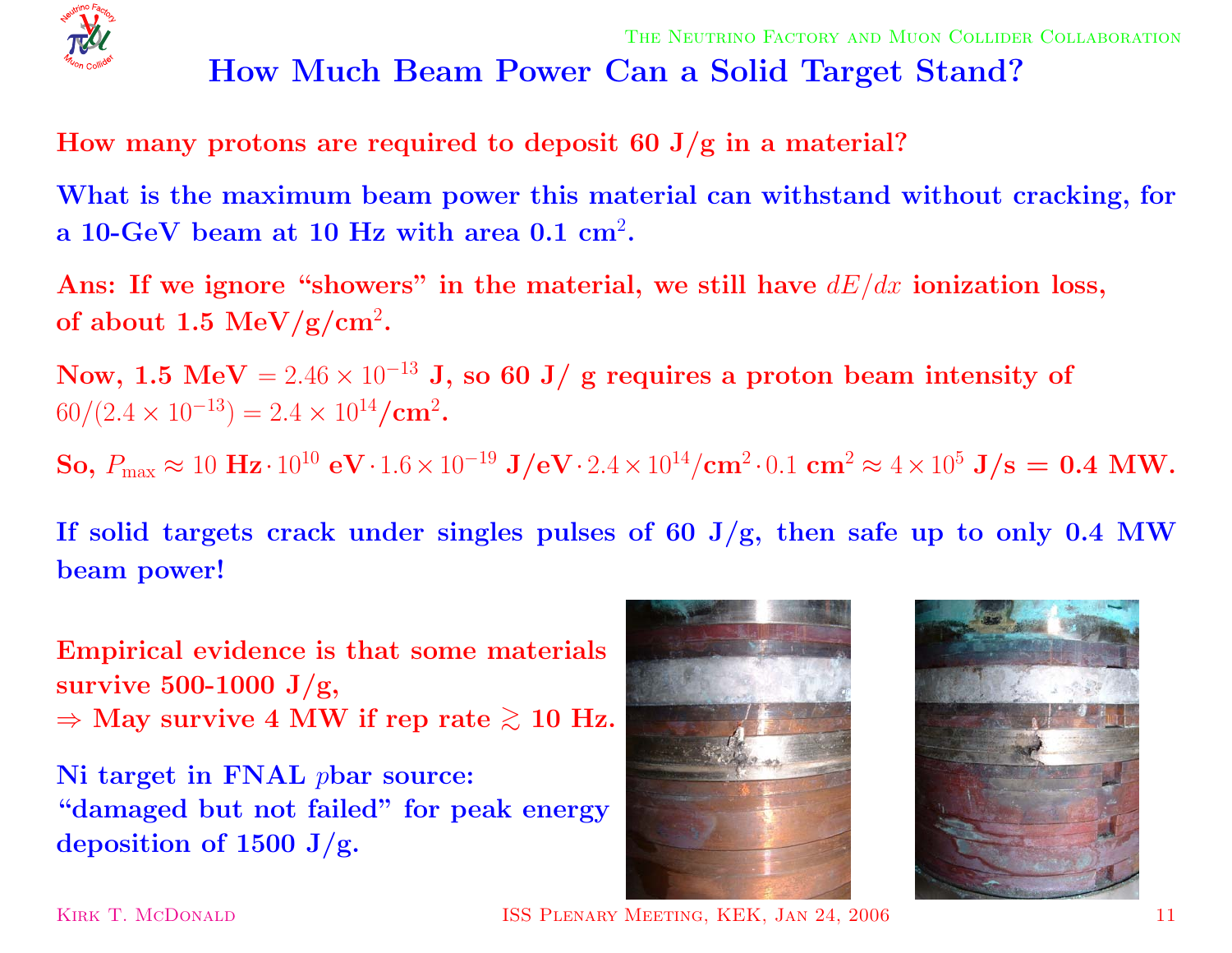# How Much Beam Power Can a Solid Target Stand?

**How many protons are required to deposit 60 J/g in a material?**

**What is the maximum beam power this material can withstand without cracking, for a 10-GeV beam at 10 Hz with area 0.1 cm$^2$.**

**Ans: If we ignore "showers" in the material, we still have $dE/dx$ ionization loss, of about 1.5 MeV/g/cm$^2$.**

**Now, 1.5 MeV $= 2.46 \times 10^{-13}$ J, so 60 J/ g requires a proton beam intensity of $60/(2.4 \times 10^{-13}) = 2.4 \times 10^{14}$/cm$^2$.**

**So, $P_{\rm max} \approx 10$ Hz$\cdot 10^{10}$ eV$\cdot 1.6 \times 10^{-19}$ J/eV$\cdot 2.4 \times 10^{14}$/cm$^2 \cdot 0.1$ cm$^2 \approx 4 \times 10^5$ J/s = 0.4 MW.**

**If solid targets crack under singles pulses of 60 J/g, then safe up to only 0.4 MW beam power!**

**Empirical evidence is that some materials survive 500-1000 J/g,**
**$\Rightarrow$ May survive 4 MW if rep rate $\gtrsim$ 10 Hz.**

**Ni target in FNAL $p$bar source:**
**"damaged but not failed" for peak energy deposition of 1500 J/g.**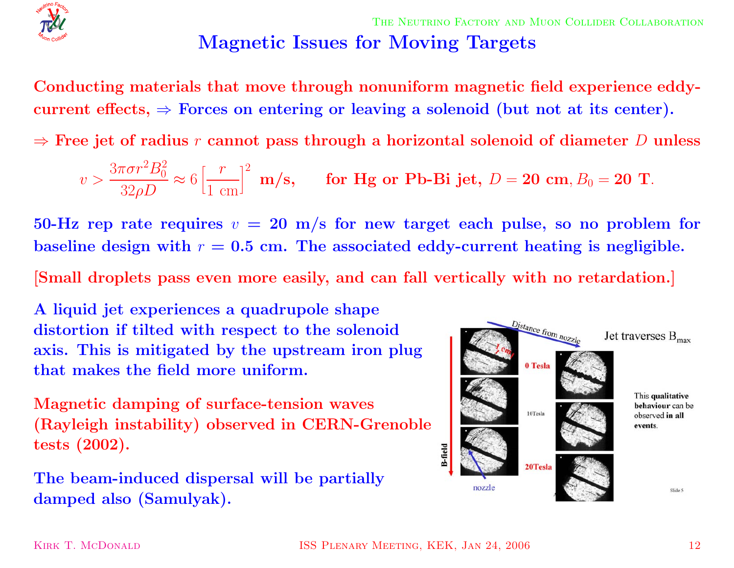# Magnetic Issues for Moving Targets

Conducting materials that move through nonuniform magnetic field experience eddy-current effects, $\Rightarrow$ Forces on entering or leaving a solenoid (but not at its center).

$\Rightarrow$ Free jet of radius $r$ cannot pass through a horizontal solenoid of diameter $D$ unless

$$v > \frac{3\pi\sigma r^2 B_0^2}{32\rho D} \approx 6\left[\frac{r}{1\text{ cm}}\right]^2 \text{ m/s}, \qquad \text{for Hg or Pb-Bi jet, } D = 20\text{ cm}, B_0 = 20\text{ T}.$$

50-Hz rep rate requires $v = 20$ m/s for new target each pulse, so no problem for baseline design with $r = 0.5$ cm. The associated eddy-current heating is negligible.

[Small droplets pass even more easily, and can fall vertically with no retardation.]

A liquid jet experiences a quadrupole shape distortion if tilted with respect to the solenoid axis. This is mitigated by the upstream iron plug that makes the field more uniform.

Magnetic damping of surface-tension waves (Rayleigh instability) observed in CERN-Grenoble tests (2002).

The beam-induced dispersal will be partially damped also (Samulyak).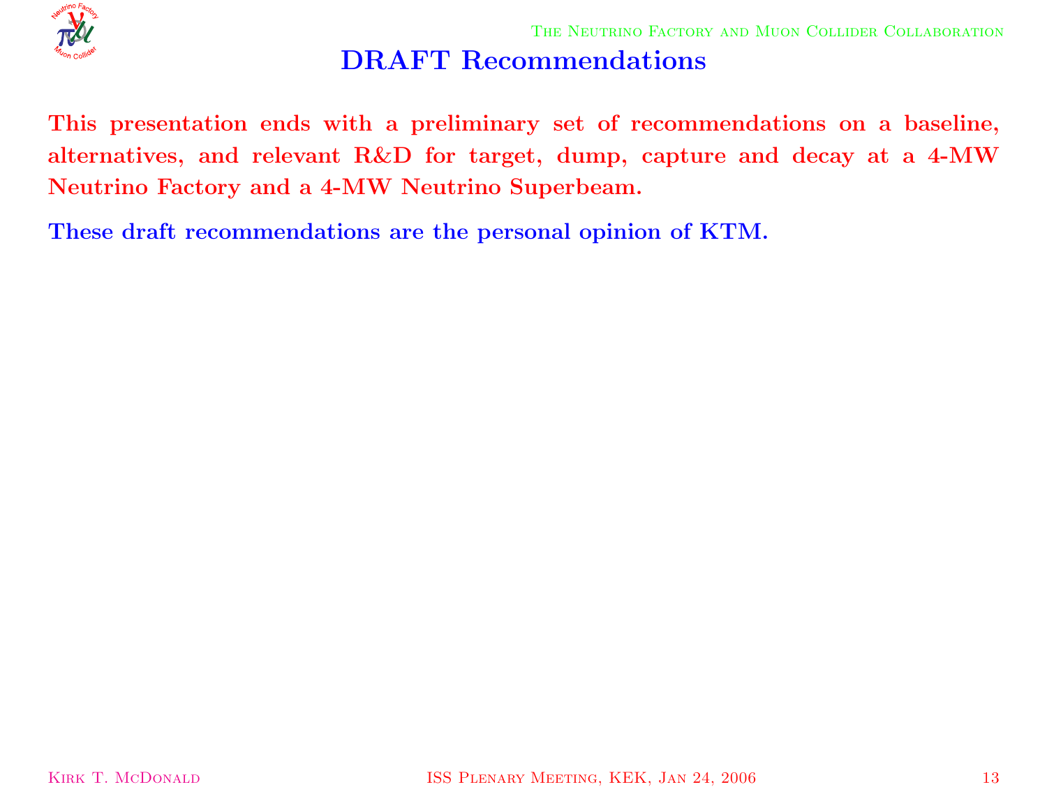# DRAFT Recommendations

**This presentation ends with a preliminary set of recommendations on a baseline, alternatives, and relevant R&D for target, dump, capture and decay at a 4-MW Neutrino Factory and a 4-MW Neutrino Superbeam.**

**These draft recommendations are the personal opinion of KTM.**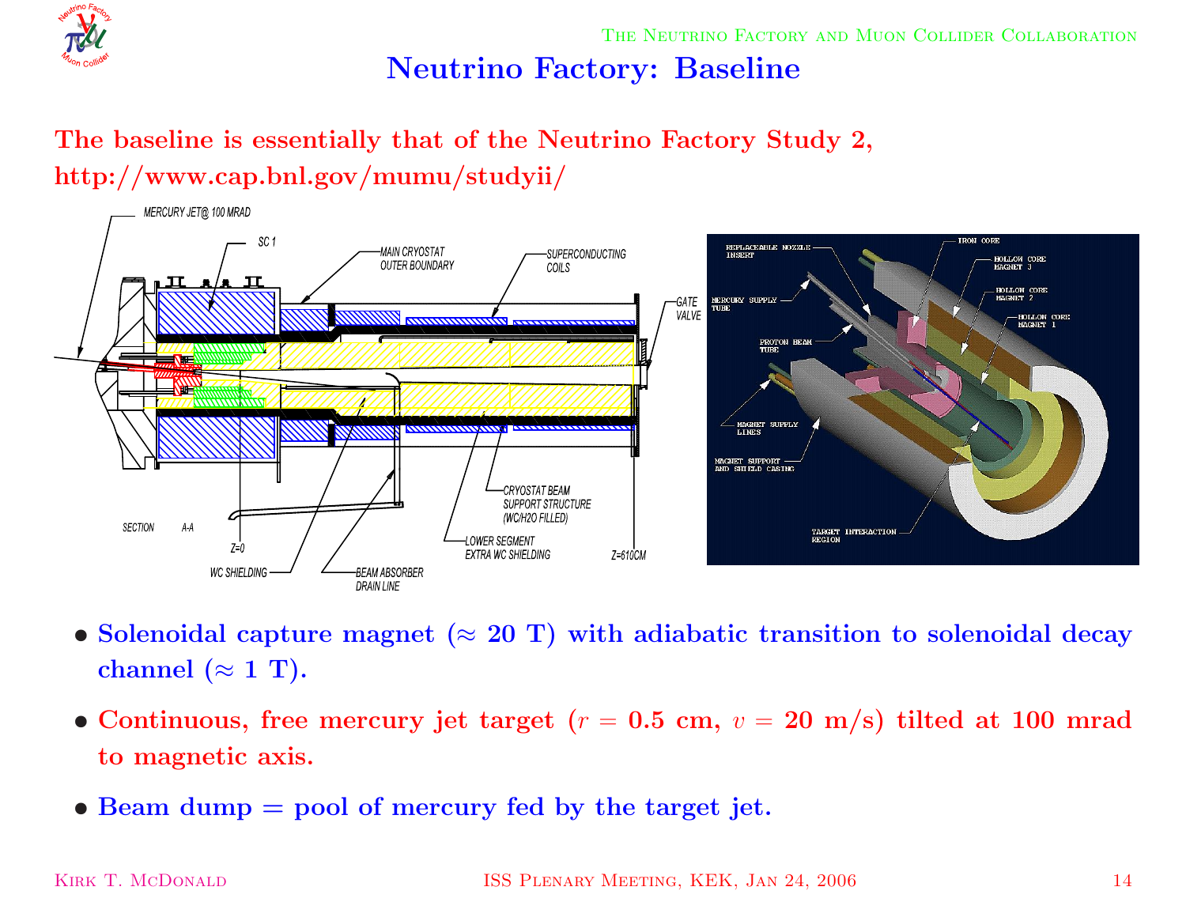# Neutrino Factory: Baseline

**The baseline is essentially that of the Neutrino Factory Study 2, http://www.cap.bnl.gov/mumu/studyii/**

- **Solenoidal capture magnet ($\approx$ 20 T) with adiabatic transition to solenoidal decay channel ($\approx$ 1 T).**
- **Continuous, free mercury jet target ($r$ = 0.5 cm, $v$ = 20 m/s) tilted at 100 mrad to magnetic axis.**
- **Beam dump = pool of mercury fed by the target jet.**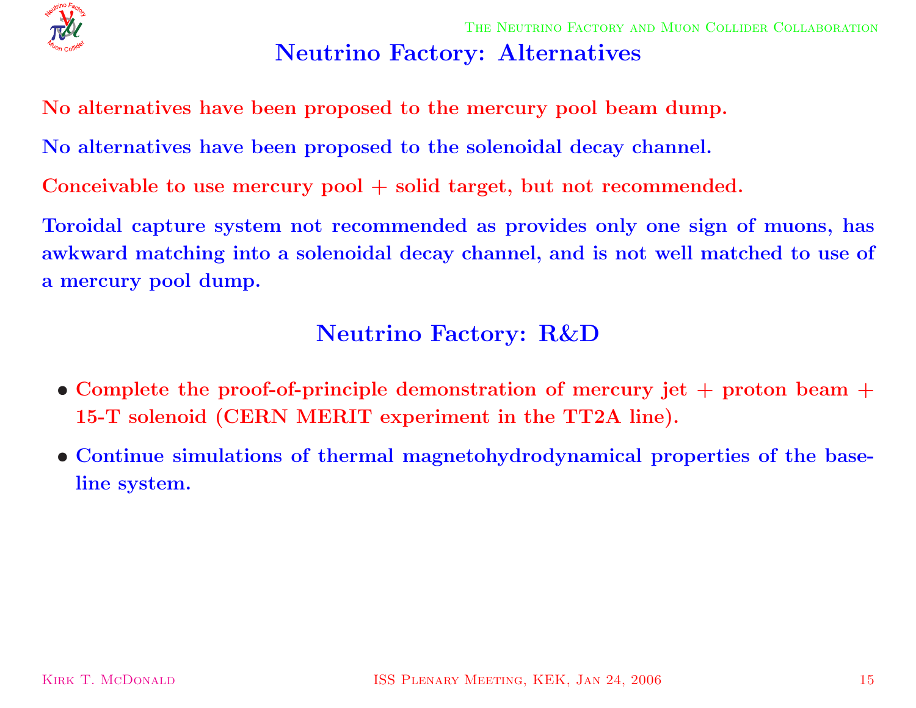## Neutrino Factory: Alternatives

No alternatives have been proposed to the mercury pool beam dump.

No alternatives have been proposed to the solenoidal decay channel.

Conceivable to use mercury pool + solid target, but not recommended.

Toroidal capture system not recommended as provides only one sign of muons, has awkward matching into a solenoidal decay channel, and is not well matched to use of a mercury pool dump.

## Neutrino Factory: R&D

- Complete the proof-of-principle demonstration of mercury jet + proton beam + 15-T solenoid (CERN MERIT experiment in the TT2A line).
- Continue simulations of thermal magnetohydrodynamical properties of the baseline system.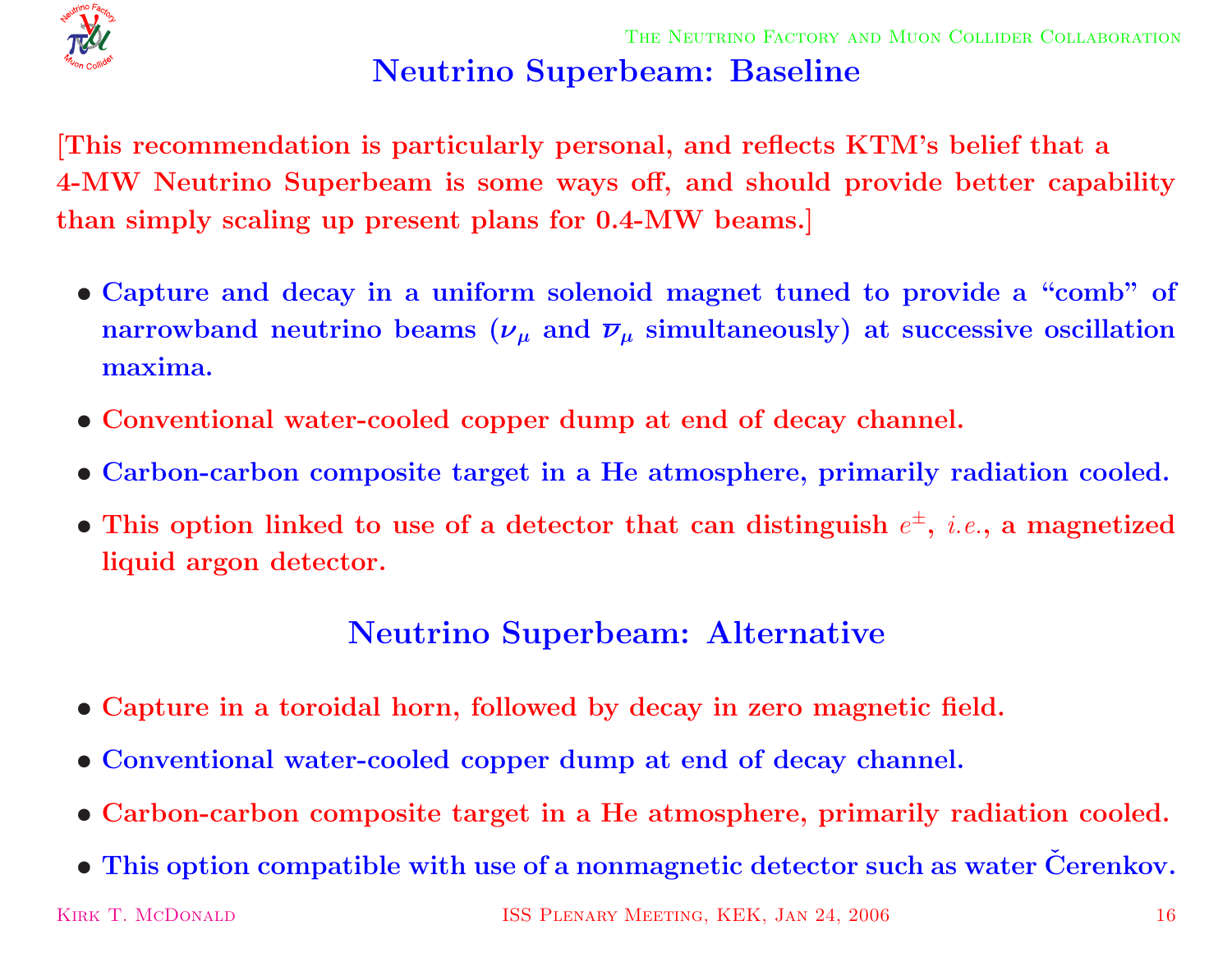## Neutrino Superbeam: Baseline

[This recommendation is particularly personal, and reflects KTM's belief that a 4-MW Neutrino Superbeam is some ways off, and should provide better capability than simply scaling up present plans for 0.4-MW beams.]

- Capture and decay in a uniform solenoid magnet tuned to provide a "comb" of narrowband neutrino beams ($\nu_\mu$ and $\bar{\nu}_\mu$ simultaneously) at successive oscillation maxima.
- Conventional water-cooled copper dump at end of decay channel.
- Carbon-carbon composite target in a He atmosphere, primarily radiation cooled.
- This option linked to use of a detector that can distinguish $e^\pm$, *i.e.*, a magnetized liquid argon detector.

## Neutrino Superbeam: Alternative

- Capture in a toroidal horn, followed by decay in zero magnetic field.
- Conventional water-cooled copper dump at end of decay channel.
- Carbon-carbon composite target in a He atmosphere, primarily radiation cooled.
- This option compatible with use of a nonmagnetic detector such as water Čerenkov.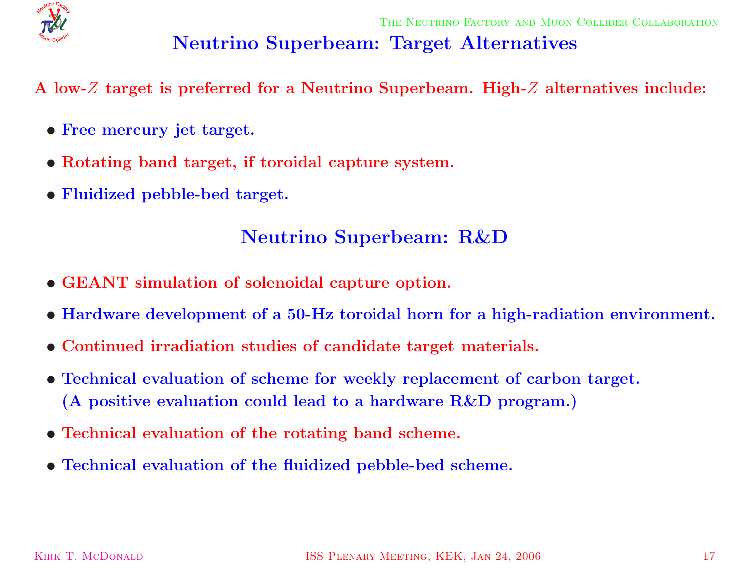# Neutrino Superbeam: Target Alternatives

**A low-$Z$ target is preferred for a Neutrino Superbeam. High-$Z$ alternatives include:**

- **Free mercury jet target.**
- **Rotating band target, if toroidal capture system.**
- **Fluidized pebble-bed target.**

## Neutrino Superbeam: R&D

- **GEANT simulation of solenoidal capture option.**
- **Hardware development of a 50-Hz toroidal horn for a high-radiation environment.**
- **Continued irradiation studies of candidate target materials.**
- **Technical evaluation of scheme for weekly replacement of carbon target. (A positive evaluation could lead to a hardware R&D program.)**
- **Technical evaluation of the rotating band scheme.**
- **Technical evaluation of the fluidized pebble-bed scheme.**